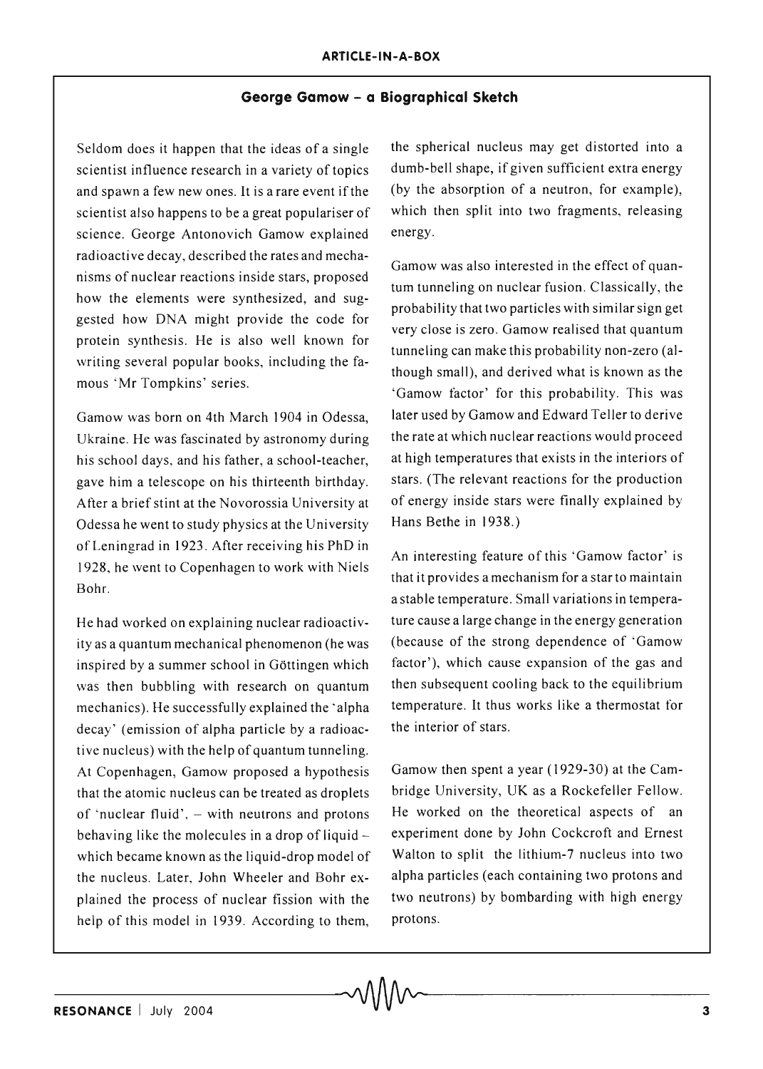## George Gamow – a Biographical Sketch

Seldom does it happen that the ideas of a single scientist influence research in a variety of topics and spawn a few new ones. It is a rare event if the scientist also happens to be a great populariser of science. George Antonovich Gamow explained radioactive decay, described the rates and mechanisms of nuclear reactions inside stars, proposed how the elements were synthesized, and suggested how DNA might provide the code for protein synthesis. He is also well known for writing several popular books, including the famous 'Mr Tompkins' series.

Gamow was born on 4th March 1904 in Odessa, Ukraine. He was fascinated by astronomy during his school days, and his father, a school-teacher, gave him a telescope on his thirteenth birthday. After a brief stint at the Novorossia University at Odessa he went to study physics at the University of Leningrad in 1923. After receiving his PhD in 1928, he went to Copenhagen to work with Niels Bohr.

He had worked on explaining nuclear radioactivity as a quantum mechanical phenomenon (he was inspired by a summer school in Göttingen which was then bubbling with research on quantum mechanics). He successfully explained the 'alpha decay' (emission of alpha particle by a radioactive nucleus) with the help of quantum tunneling. At Copenhagen, Gamow proposed a hypothesis that the atomic nucleus can be treated as droplets of 'nuclear fluid', – with neutrons and protons behaving like the molecules in a drop of liquid – which became known as the liquid-drop model of the nucleus. Later, John Wheeler and Bohr explained the process of nuclear fission with the help of this model in 1939. According to them, the spherical nucleus may get distorted into a dumb-bell shape, if given sufficient extra energy (by the absorption of a neutron, for example), which then split into two fragments, releasing energy.

Gamow was also interested in the effect of quantum tunneling on nuclear fusion. Classically, the probability that two particles with similar sign get very close is zero. Gamow realised that quantum tunneling can make this probability non-zero (although small), and derived what is known as the 'Gamow factor' for this probability. This was later used by Gamow and Edward Teller to derive the rate at which nuclear reactions would proceed at high temperatures that exists in the interiors of stars. (The relevant reactions for the production of energy inside stars were finally explained by Hans Bethe in 1938.)

An interesting feature of this 'Gamow factor' is that it provides a mechanism for a star to maintain a stable temperature. Small variations in temperature cause a large change in the energy generation (because of the strong dependence of 'Gamow factor'), which cause expansion of the gas and then subsequent cooling back to the equilibrium temperature. It thus works like a thermostat for the interior of stars.

Gamow then spent a year (1929-30) at the Cambridge University, UK as a Rockefeller Fellow. He worked on the theoretical aspects of an experiment done by John Cockcroft and Ernest Walton to split the lithium-7 nucleus into two alpha particles (each containing two protons and two neutrons) by bombarding with high energy protons.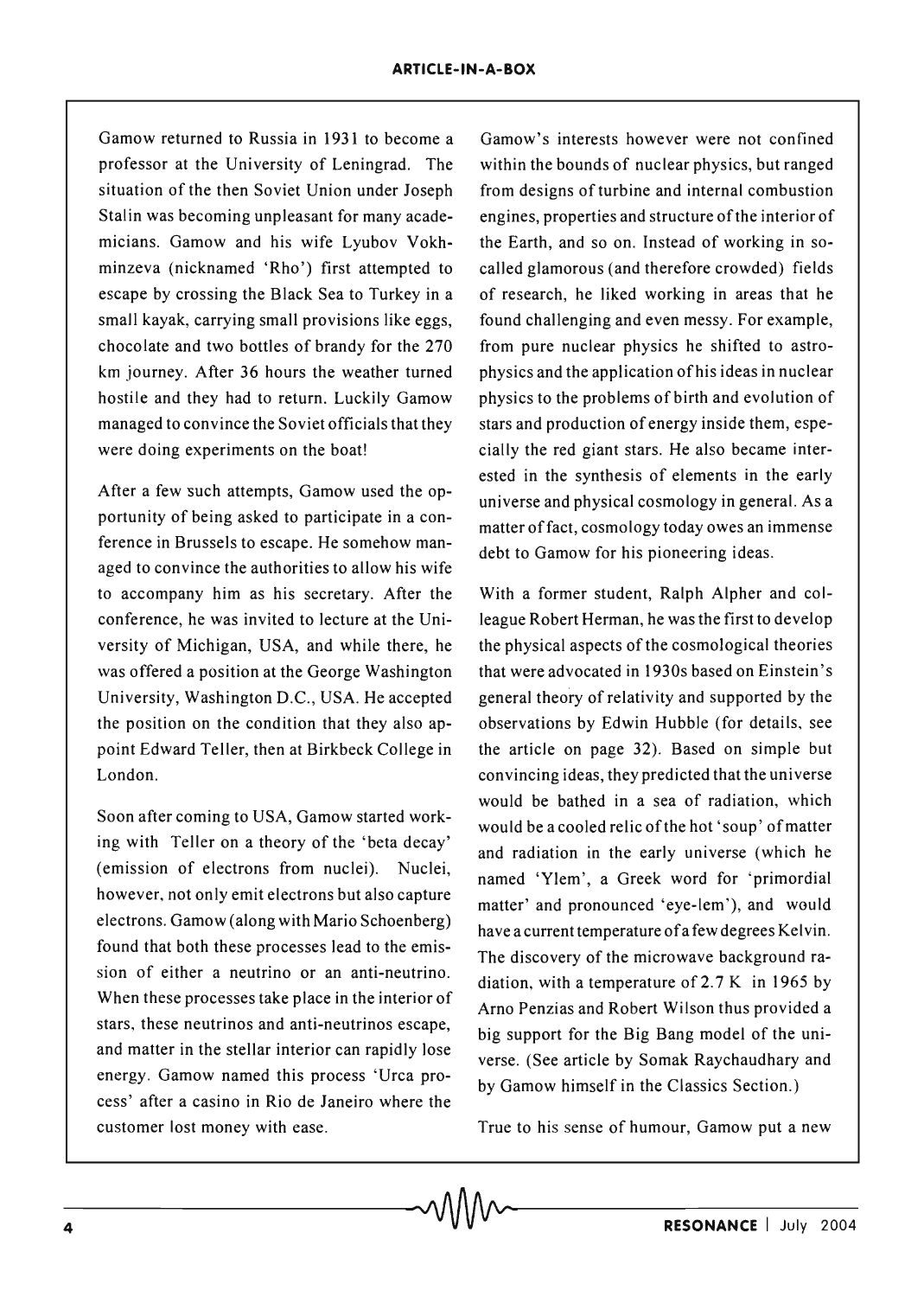Gamow returned to Russia in 1931 to become a professor at the University of Leningrad. The situation of the then Soviet Union under Joseph Stalin was becoming unpleasant for many academicians. Gamow and his wife Lyubov Vokhminzeva (nicknamed 'Rho') first attempted to escape by crossing the Black Sea to Turkey in a small kayak, carrying small provisions like eggs, chocolate and two bottles of brandy for the 270 km journey. After 36 hours the weather turned hostile and they had to return. Luckily Gamow managed to convince the Soviet officials that they were doing experiments on the boat!

After a few such attempts, Gamow used the opportunity of being asked to participate in a conference in Brussels to escape. He somehow managed to convince the authorities to allow his wife to accompany him as his secretary. After the conference, he was invited to lecture at the University of Michigan, USA, and while there, he was offered a position at the George Washington University, Washington D.C., USA. He accepted the position on the condition that they also appoint Edward Teller, then at Birkbeck College in London.

Soon after coming to USA, Gamow started working with Teller on a theory of the 'beta decay' (emission of electrons from nuclei). Nuclei, however, not only emit electrons but also capture electrons. Gamow (along with Mario Schoenberg) found that both these processes lead to the emission of either a neutrino or an anti-neutrino. When these processes take place in the interior of stars, these neutrinos and anti-neutrinos escape, and matter in the stellar interior can rapidly lose energy. Gamow named this process 'Urca process' after a casino in Rio de Janeiro where the customer lost money with ease.

Gamow's interests however were not confined within the bounds of nuclear physics, but ranged from designs of turbine and internal combustion engines, properties and structure of the interior of the Earth, and so on. Instead of working in so-called glamorous (and therefore crowded) fields of research, he liked working in areas that he found challenging and even messy. For example, from pure nuclear physics he shifted to astrophysics and the application of his ideas in nuclear physics to the problems of birth and evolution of stars and production of energy inside them, especially the red giant stars. He also became interested in the synthesis of elements in the early universe and physical cosmology in general. As a matter of fact, cosmology today owes an immense debt to Gamow for his pioneering ideas.

With a former student, Ralph Alpher and colleague Robert Herman, he was the first to develop the physical aspects of the cosmological theories that were advocated in 1930s based on Einstein's general theory of relativity and supported by the observations by Edwin Hubble (for details, see the article on page 32). Based on simple but convincing ideas, they predicted that the universe would be bathed in a sea of radiation, which would be a cooled relic of the hot 'soup' of matter and radiation in the early universe (which he named 'Ylem', a Greek word for 'primordial matter' and pronounced 'eye-lem'), and would have a current temperature of a few degrees Kelvin. The discovery of the microwave background radiation, with a temperature of 2.7 K in 1965 by Arno Penzias and Robert Wilson thus provided a big support for the Big Bang model of the universe. (See article by Somak Raychaudhary and by Gamow himself in the Classics Section.)

True to his sense of humour, Gamow put a new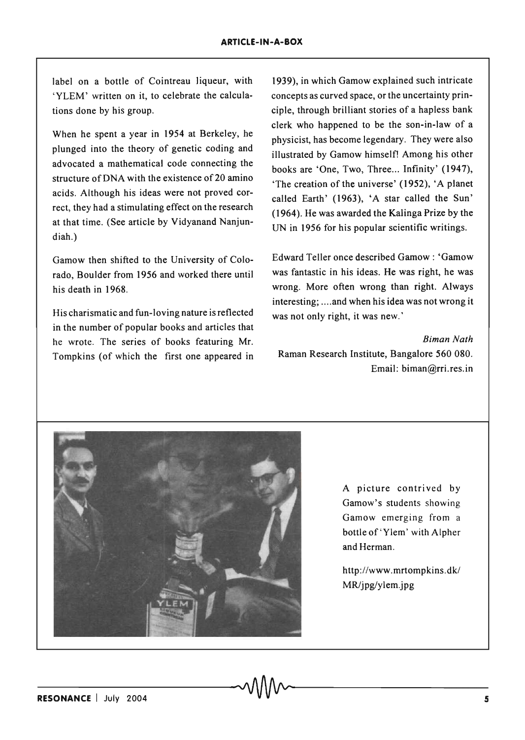label on a bottle of Cointreau liqueur, with 'YLEM' written on it, to celebrate the calculations done by his group.

When he spent a year in 1954 at Berkeley, he plunged into the theory of genetic coding and advocated a mathematical code connecting the structure of DNA with the existence of 20 amino acids. Although his ideas were not proved correct, they had a stimulating effect on the research at that time. (See article by Vidyanand Nanjundiah.)

Gamow then shifted to the University of Colorado, Boulder from 1956 and worked there until his death in 1968.

His charismatic and fun-loving nature is reflected in the number of popular books and articles that he wrote. The series of books featuring Mr. Tompkins (of which the first one appeared in 1939), in which Gamow explained such intricate concepts as curved space, or the uncertainty principle, through brilliant stories of a hapless bank clerk who happened to be the son-in-law of a physicist, has become legendary. They were also illustrated by Gamow himself! Among his other books are 'One, Two, Three... Infinity' (1947), 'The creation of the universe' (1952), 'A planet called Earth' (1963), 'A star called the Sun' (1964). He was awarded the Kalinga Prize by the UN in 1956 for his popular scientific writings.

Edward Teller once described Gamow : 'Gamow was fantastic in his ideas. He was right, he was wrong. More often wrong than right. Always interesting; ....and when his idea was not wrong it was not only right, it was new.'

*Biman Nath*
Raman Research Institute, Bangalore 560 080.
Email: biman@rri.res.in

A picture contrived by Gamow's students showing Gamow emerging from a bottle of 'Ylem' with Alpher and Herman.

http://www.mrtompkins.dk/MR/jpg/ylem.jpg